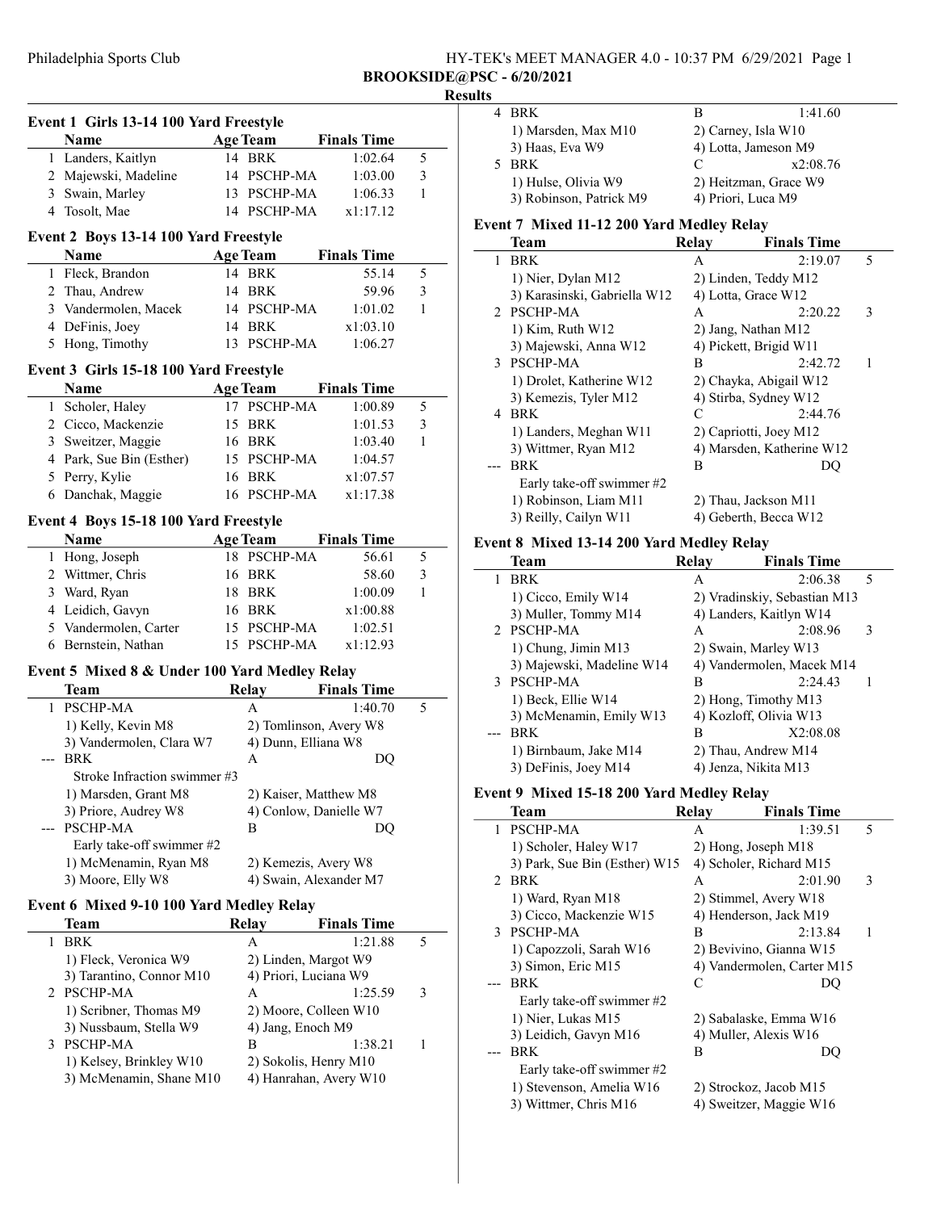Philadelphia Sports Club

HY-TEK's MEET MANAGER 4.0 - 10:37 PM 6/29/2021

**BROOKSIDE@PSC - 6/20/2021**

**Results**

### Event 1 Girls 13-14 100 Yard Freestyle

| | Name | Age | Team | Finals Time | |
|---|---|---|---|---|---|
| 1 | Landers, Kaitlyn | 14 | BRK | 1:02.64 | 5 |
| 2 | Majewski, Madeline | 14 | PSCHP-MA | 1:03.00 | 3 |
| 3 | Swain, Marley | 13 | PSCHP-MA | 1:06.33 | 1 |
| 4 | Tosolt, Mae | 14 | PSCHP-MA | x1:17.12 | |

### Event 2 Boys 13-14 100 Yard Freestyle

| | Name | Age | Team | Finals Time | |
|---|---|---|---|---|---|
| 1 | Fleck, Brandon | 14 | BRK | 55.14 | 5 |
| 2 | Thau, Andrew | 14 | BRK | 59.96 | 3 |
| 3 | Vandermolen, Macek | 14 | PSCHP-MA | 1:01.02 | 1 |
| 4 | DeFinis, Joey | 14 | BRK | x1:03.10 | |
| 5 | Hong, Timothy | 13 | PSCHP-MA | 1:06.27 | |

### Event 3 Girls 15-18 100 Yard Freestyle

| | Name | Age | Team | Finals Time | |
|---|---|---|---|---|---|
| 1 | Scholer, Haley | 17 | PSCHP-MA | 1:00.89 | 5 |
| 2 | Cicco, Mackenzie | 15 | BRK | 1:01.53 | 3 |
| 3 | Sweitzer, Maggie | 16 | BRK | 1:03.40 | 1 |
| 4 | Park, Sue Bin (Esther) | 15 | PSCHP-MA | 1:04.57 | |
| 5 | Perry, Kylie | 16 | BRK | x1:07.57 | |
| 6 | Danchak, Maggie | 16 | PSCHP-MA | x1:17.38 | |

### Event 4 Boys 15-18 100 Yard Freestyle

| | Name | Age | Team | Finals Time | |
|---|---|---|---|---|---|
| 1 | Hong, Joseph | 18 | PSCHP-MA | 56.61 | 5 |
| 2 | Wittmer, Chris | 16 | BRK | 58.60 | 3 |
| 3 | Ward, Ryan | 18 | BRK | 1:00.09 | 1 |
| 4 | Leidich, Gavyn | 16 | BRK | x1:00.88 | |
| 5 | Vandermolen, Carter | 15 | PSCHP-MA | 1:02.51 | |
| 6 | Bernstein, Nathan | 15 | PSCHP-MA | x1:12.93 | |

### Event 5 Mixed 8 & Under 100 Yard Medley Relay

| | Team | Relay | Finals Time | |
|---|---|---|---|---|
| 1 | PSCHP-MA | A | 1:40.70 | 5 |
| | 1) Kelly, Kevin M8 | 2) Tomlinson, Avery W8 | | |
| | 3) Vandermolen, Clara W7 | 4) Dunn, Elliana W8 | | |
| --- | BRK | A | DQ | |
| | Stroke Infraction swimmer #3 | | | |
| | 1) Marsden, Grant M8 | 2) Kaiser, Matthew M8 | | |
| | 3) Priore, Audrey W8 | 4) Conlow, Danielle W7 | | |
| --- | PSCHP-MA | B | DQ | |
| | Early take-off swimmer #2 | | | |
| | 1) McMenamin, Ryan M8 | 2) Kemezis, Avery W8 | | |
| | 3) Moore, Elly W8 | 4) Swain, Alexander M7 | | |

### Event 6 Mixed 9-10 100 Yard Medley Relay

| | Team | Relay | Finals Time | |
|---|---|---|---|---|
| 1 | BRK | A | 1:21.88 | 5 |
| | 1) Fleck, Veronica W9 | 2) Linden, Margot W9 | | |
| | 3) Tarantino, Connor M10 | 4) Priori, Luciana W9 | | |
| 2 | PSCHP-MA | A | 1:25.59 | 3 |
| | 1) Scribner, Thomas M9 | 2) Moore, Colleen W10 | | |
| | 3) Nussbaum, Stella W9 | 4) Jang, Enoch M9 | | |
| 3 | PSCHP-MA | B | 1:38.21 | 1 |
| | 1) Kelsey, Brinkley W10 | 2) Sokolis, Henry M10 | | |
| | 3) McMenamin, Shane M10 | 4) Hanrahan, Avery W10 | | |
| 4 | BRK | B | 1:41.60 | |
| | 1) Marsden, Max M10 | 2) Carney, Isla W10 | | |
| | 3) Haas, Eva W9 | 4) Lotta, Jameson M9 | | |
| 5 | BRK | C | x2:08.76 | |
| | 1) Hulse, Olivia W9 | 2) Heitzman, Grace W9 | | |
| | 3) Robinson, Patrick M9 | 4) Priori, Luca M9 | | |

### Event 7 Mixed 11-12 200 Yard Medley Relay

| | Team | Relay | Finals Time | |
|---|---|---|---|---|
| 1 | BRK | A | 2:19.07 | 5 |
| | 1) Nier, Dylan M12 | 2) Linden, Teddy M12 | | |
| | 3) Karasinski, Gabriella W12 | 4) Lotta, Grace W12 | | |
| 2 | PSCHP-MA | A | 2:20.22 | 3 |
| | 1) Kim, Ruth W12 | 2) Jang, Nathan M12 | | |
| | 3) Majewski, Anna W12 | 4) Pickett, Brigid W11 | | |
| 3 | PSCHP-MA | B | 2:42.72 | 1 |
| | 1) Drolet, Katherine W12 | 2) Chayka, Abigail W12 | | |
| | 3) Kemezis, Tyler M12 | 4) Stirba, Sydney W12 | | |
| 4 | BRK | C | 2:44.76 | |
| | 1) Landers, Meghan W11 | 2) Capriotti, Joey M12 | | |
| | 3) Wittmer, Ryan M12 | 4) Marsden, Katherine W12 | | |
| --- | BRK | B | DQ | |
| | Early take-off swimmer #2 | | | |
| | 1) Robinson, Liam M11 | 2) Thau, Jackson M11 | | |
| | 3) Reilly, Cailyn W11 | 4) Geberth, Becca W12 | | |

### Event 8 Mixed 13-14 200 Yard Medley Relay

| | Team | Relay | Finals Time | |
|---|---|---|---|---|
| 1 | BRK | A | 2:06.38 | 5 |
| | 1) Cicco, Emily W14 | 2) Vradinskiy, Sebastian M13 | | |
| | 3) Muller, Tommy M14 | 4) Landers, Kaitlyn W14 | | |
| 2 | PSCHP-MA | A | 2:08.96 | 3 |
| | 1) Chung, Jimin M13 | 2) Swain, Marley W13 | | |
| | 3) Majewski, Madeline W14 | 4) Vandermolen, Macek M14 | | |
| 3 | PSCHP-MA | B | 2:24.43 | 1 |
| | 1) Beck, Ellie W14 | 2) Hong, Timothy M13 | | |
| | 3) McMenamin, Emily W13 | 4) Kozloff, Olivia W13 | | |
| --- | BRK | B | X2:08.08 | |
| | 1) Birnbaum, Jake M14 | 2) Thau, Andrew M14 | | |
| | 3) DeFinis, Joey M14 | 4) Jenza, Nikita M13 | | |

### Event 9 Mixed 15-18 200 Yard Medley Relay

| | Team | Relay | Finals Time | |
|---|---|---|---|---|
| 1 | PSCHP-MA | A | 1:39.51 | 5 |
| | 1) Scholer, Haley W17 | 2) Hong, Joseph M18 | | |
| | 3) Park, Sue Bin (Esther) W15 | 4) Scholer, Richard M15 | | |
| 2 | BRK | A | 2:01.90 | 3 |
| | 1) Ward, Ryan M18 | 2) Stimmel, Avery W18 | | |
| | 3) Cicco, Mackenzie W15 | 4) Henderson, Jack M19 | | |
| 3 | PSCHP-MA | B | 2:13.84 | 1 |
| | 1) Capozzoli, Sarah W16 | 2) Bevivino, Gianna W15 | | |
| | 3) Simon, Eric M15 | 4) Vandermolen, Carter M15 | | |
| --- | BRK | C | DQ | |
| | Early take-off swimmer #2 | | | |
| | 1) Nier, Lukas M15 | 2) Sabalaske, Emma W16 | | |
| | 3) Leidich, Gavyn M16 | 4) Muller, Alexis W16 | | |
| --- | BRK | B | DQ | |
| | Early take-off swimmer #2 | | | |
| | 1) Stevenson, Amelia W16 | 2) Strockoz, Jacob M15 | | |
| | 3) Wittmer, Chris M16 | 4) Sweitzer, Maggie W16 | | |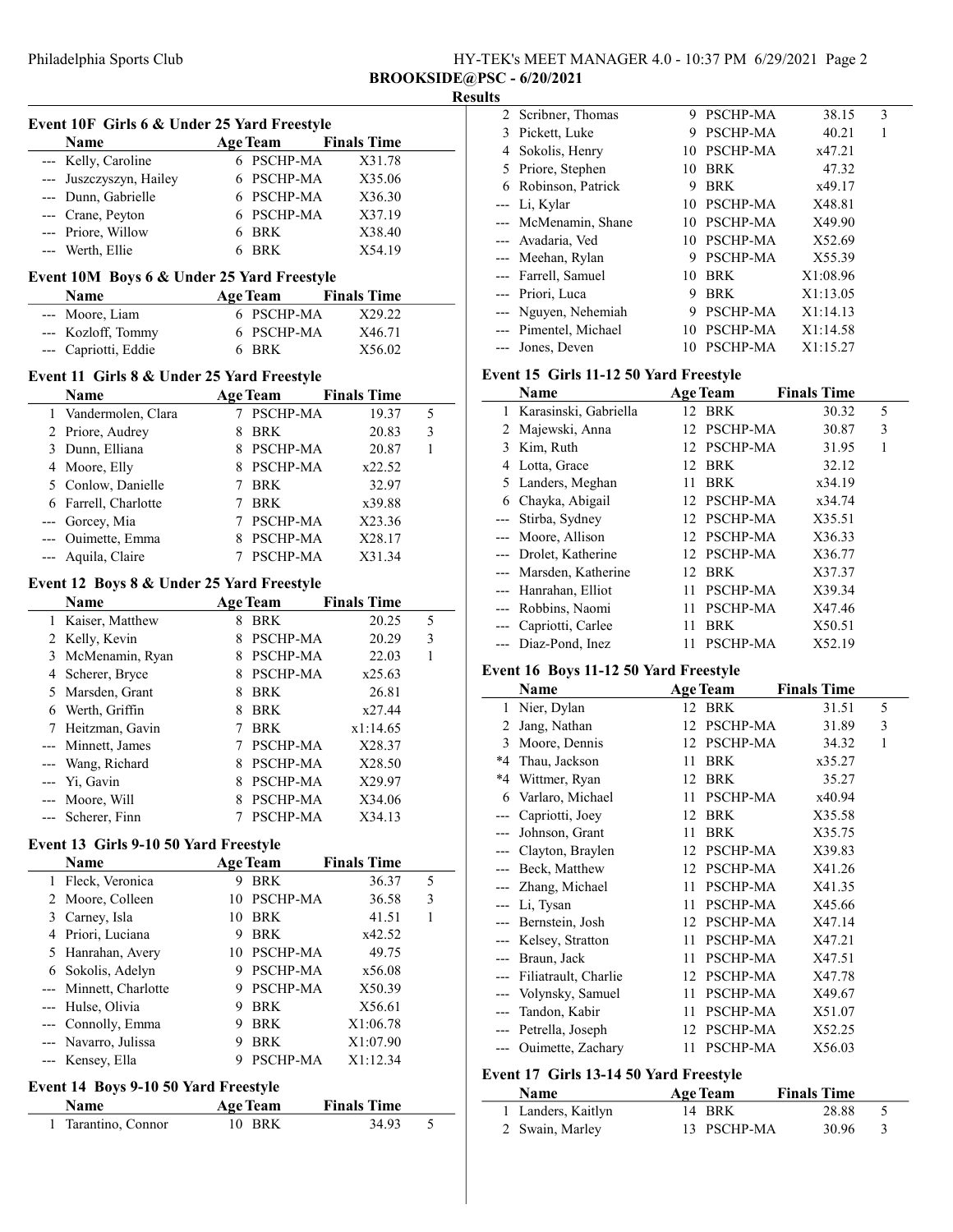## Results

### Event 10F Girls 6 & Under 25 Yard Freestyle

| | Name | Age | Team | Finals Time | |
|---|---|---|---|---|---|
| --- | Kelly, Caroline | 6 | PSCHP-MA | X31.78 | |
| --- | Juszczyszyn, Hailey | 6 | PSCHP-MA | X35.06 | |
| --- | Dunn, Gabrielle | 6 | PSCHP-MA | X36.30 | |
| --- | Crane, Peyton | 6 | PSCHP-MA | X37.19 | |
| --- | Priore, Willow | 6 | BRK | X38.40 | |
| --- | Werth, Ellie | 6 | BRK | X54.19 | |

### Event 10M Boys 6 & Under 25 Yard Freestyle

| | Name | Age | Team | Finals Time | |
|---|---|---|---|---|---|
| --- | Moore, Liam | 6 | PSCHP-MA | X29.22 | |
| --- | Kozloff, Tommy | 6 | PSCHP-MA | X46.71 | |
| --- | Capriotti, Eddie | 6 | BRK | X56.02 | |

### Event 11 Girls 8 & Under 25 Yard Freestyle

| | Name | Age | Team | Finals Time | |
|---|---|---|---|---|---|
| 1 | Vandermolen, Clara | 7 | PSCHP-MA | 19.37 | 5 |
| 2 | Priore, Audrey | 8 | BRK | 20.83 | 3 |
| 3 | Dunn, Elliana | 8 | PSCHP-MA | 20.87 | 1 |
| 4 | Moore, Elly | 8 | PSCHP-MA | x22.52 | |
| 5 | Conlow, Danielle | 7 | BRK | 32.97 | |
| 6 | Farrell, Charlotte | 7 | BRK | x39.88 | |
| --- | Gorcey, Mia | 7 | PSCHP-MA | X23.36 | |
| --- | Ouimette, Emma | 8 | PSCHP-MA | X28.17 | |
| --- | Aquila, Claire | 7 | PSCHP-MA | X31.34 | |

### Event 12 Boys 8 & Under 25 Yard Freestyle

| | Name | Age | Team | Finals Time | |
|---|---|---|---|---|---|
| 1 | Kaiser, Matthew | 8 | BRK | 20.25 | 5 |
| 2 | Kelly, Kevin | 8 | PSCHP-MA | 20.29 | 3 |
| 3 | McMenamin, Ryan | 8 | PSCHP-MA | 22.03 | 1 |
| 4 | Scherer, Bryce | 8 | PSCHP-MA | x25.63 | |
| 5 | Marsden, Grant | 8 | BRK | 26.81 | |
| 6 | Werth, Griffin | 8 | BRK | x27.44 | |
| 7 | Heitzman, Gavin | 7 | BRK | x1:14.65 | |
| --- | Minnett, James | 7 | PSCHP-MA | X28.37 | |
| --- | Wang, Richard | 8 | PSCHP-MA | X28.50 | |
| --- | Yi, Gavin | 8 | PSCHP-MA | X29.97 | |
| --- | Moore, Will | 8 | PSCHP-MA | X34.06 | |
| --- | Scherer, Finn | 7 | PSCHP-MA | X34.13 | |

### Event 13 Girls 9-10 50 Yard Freestyle

| | Name | Age | Team | Finals Time | |
|---|---|---|---|---|---|
| 1 | Fleck, Veronica | 9 | BRK | 36.37 | 5 |
| 2 | Moore, Colleen | 10 | PSCHP-MA | 36.58 | 3 |
| 3 | Carney, Isla | 10 | BRK | 41.51 | 1 |
| 4 | Priori, Luciana | 9 | BRK | x42.52 | |
| 5 | Hanrahan, Avery | 10 | PSCHP-MA | 49.75 | |
| 6 | Sokolis, Adelyn | 9 | PSCHP-MA | x56.08 | |
| --- | Minnett, Charlotte | 9 | PSCHP-MA | X50.39 | |
| --- | Hulse, Olivia | 9 | BRK | X56.61 | |
| --- | Connolly, Emma | 9 | BRK | X1:06.78 | |
| --- | Navarro, Julissa | 9 | BRK | X1:07.90 | |
| --- | Kensey, Ella | 9 | PSCHP-MA | X1:12.34 | |

### Event 14 Boys 9-10 50 Yard Freestyle

| | Name | Age | Team | Finals Time | |
|---|---|---|---|---|---|
| 1 | Tarantino, Connor | 10 | BRK | 34.93 | 5 |
| 2 | Scribner, Thomas | 9 | PSCHP-MA | 38.15 | 3 |
| 3 | Pickett, Luke | 9 | PSCHP-MA | 40.21 | 1 |
| 4 | Sokolis, Henry | 10 | PSCHP-MA | x47.21 | |
| 5 | Priore, Stephen | 10 | BRK | 47.32 | |
| 6 | Robinson, Patrick | 9 | BRK | x49.17 | |
| --- | Li, Kylar | 10 | PSCHP-MA | X48.81 | |
| --- | McMenamin, Shane | 10 | PSCHP-MA | X49.90 | |
| --- | Avadaria, Ved | 10 | PSCHP-MA | X52.69 | |
| --- | Meehan, Rylan | 9 | PSCHP-MA | X55.39 | |
| --- | Farrell, Samuel | 10 | BRK | X1:08.96 | |
| --- | Priori, Luca | 9 | BRK | X1:13.05 | |
| --- | Nguyen, Nehemiah | 9 | PSCHP-MA | X1:14.13 | |
| --- | Pimentel, Michael | 10 | PSCHP-MA | X1:14.58 | |
| --- | Jones, Deven | 10 | PSCHP-MA | X1:15.27 | |

### Event 15 Girls 11-12 50 Yard Freestyle

| | Name | Age | Team | Finals Time | |
|---|---|---|---|---|---|
| 1 | Karasinski, Gabriella | 12 | BRK | 30.32 | 5 |
| 2 | Majewski, Anna | 12 | PSCHP-MA | 30.87 | 3 |
| 3 | Kim, Ruth | 12 | PSCHP-MA | 31.95 | 1 |
| 4 | Lotta, Grace | 12 | BRK | 32.12 | |
| 5 | Landers, Meghan | 11 | BRK | x34.19 | |
| 6 | Chayka, Abigail | 12 | PSCHP-MA | x34.74 | |
| --- | Stirba, Sydney | 12 | PSCHP-MA | X35.51 | |
| --- | Moore, Allison | 12 | PSCHP-MA | X36.33 | |
| --- | Drolet, Katherine | 12 | PSCHP-MA | X36.77 | |
| --- | Marsden, Katherine | 12 | BRK | X37.37 | |
| --- | Hanrahan, Elliot | 11 | PSCHP-MA | X39.34 | |
| --- | Robbins, Naomi | 11 | PSCHP-MA | X47.46 | |
| --- | Capriotti, Carlee | 11 | BRK | X50.51 | |
| --- | Diaz-Pond, Inez | 11 | PSCHP-MA | X52.19 | |

### Event 16 Boys 11-12 50 Yard Freestyle

| | Name | Age | Team | Finals Time | |
|---|---|---|---|---|---|
| 1 | Nier, Dylan | 12 | BRK | 31.51 | 5 |
| 2 | Jang, Nathan | 12 | PSCHP-MA | 31.89 | 3 |
| 3 | Moore, Dennis | 12 | PSCHP-MA | 34.32 | 1 |
| *4 | Thau, Jackson | 11 | BRK | x35.27 | |
| *4 | Wittmer, Ryan | 12 | BRK | 35.27 | |
| 6 | Varlaro, Michael | 11 | PSCHP-MA | x40.94 | |
| --- | Capriotti, Joey | 12 | BRK | X35.58 | |
| --- | Johnson, Grant | 11 | BRK | X35.75 | |
| --- | Clayton, Braylen | 12 | PSCHP-MA | X39.83 | |
| --- | Beck, Matthew | 12 | PSCHP-MA | X41.26 | |
| --- | Zhang, Michael | 11 | PSCHP-MA | X41.35 | |
| --- | Li, Tysan | 11 | PSCHP-MA | X45.66 | |
| --- | Bernstein, Josh | 12 | PSCHP-MA | X47.14 | |
| --- | Kelsey, Stratton | 11 | PSCHP-MA | X47.21 | |
| --- | Braun, Jack | 11 | PSCHP-MA | X47.51 | |
| --- | Filiatrault, Charlie | 12 | PSCHP-MA | X47.78 | |
| --- | Volynsky, Samuel | 11 | PSCHP-MA | X49.67 | |
| --- | Tandon, Kabir | 11 | PSCHP-MA | X51.07 | |
| --- | Petrella, Joseph | 12 | PSCHP-MA | X52.25 | |
| --- | Ouimette, Zachary | 11 | PSCHP-MA | X56.03 | |

### Event 17 Girls 13-14 50 Yard Freestyle

| | Name | Age | Team | Finals Time | |
|---|---|---|---|---|---|
| 1 | Landers, Kaitlyn | 14 | BRK | 28.88 | 5 |
| 2 | Swain, Marley | 13 | PSCHP-MA | 30.96 | 3 |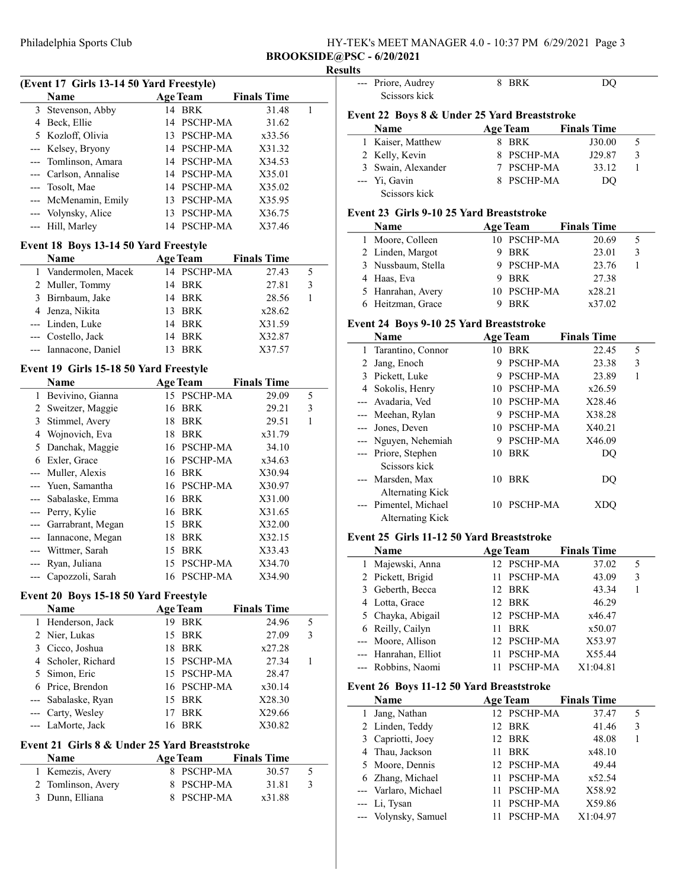## Results

### (Event 17 Girls 13-14 50 Yard Freestyle)

| | Name | Age | Team | Finals Time | |
|---|---|---|---|---|---|
| 3 | Stevenson, Abby | 14 | BRK | 31.48 | 1 |
| 4 | Beck, Ellie | 14 | PSCHP-MA | 31.62 | |
| 5 | Kozloff, Olivia | 13 | PSCHP-MA | x33.56 | |
| --- | Kelsey, Bryony | 14 | PSCHP-MA | X31.32 | |
| --- | Tomlinson, Amara | 14 | PSCHP-MA | X34.53 | |
| --- | Carlson, Annalise | 14 | PSCHP-MA | X35.01 | |
| --- | Tosolt, Mae | 14 | PSCHP-MA | X35.02 | |
| --- | McMenamin, Emily | 13 | PSCHP-MA | X35.95 | |
| --- | Volynsky, Alice | 13 | PSCHP-MA | X36.75 | |
| --- | Hill, Marley | 14 | PSCHP-MA | X37.46 | |

### Event 18 Boys 13-14 50 Yard Freestyle

| | Name | Age | Team | Finals Time | |
|---|---|---|---|---|---|
| 1 | Vandermolen, Macek | 14 | PSCHP-MA | 27.43 | 5 |
| 2 | Muller, Tommy | 14 | BRK | 27.81 | 3 |
| 3 | Birnbaum, Jake | 14 | BRK | 28.56 | 1 |
| 4 | Jenza, Nikita | 13 | BRK | x28.62 | |
| --- | Linden, Luke | 14 | BRK | X31.59 | |
| --- | Costello, Jack | 14 | BRK | X32.87 | |
| --- | Iannacone, Daniel | 13 | BRK | X37.57 | |

### Event 19 Girls 15-18 50 Yard Freestyle

| | Name | Age | Team | Finals Time | |
|---|---|---|---|---|---|
| 1 | Bevivino, Gianna | 15 | PSCHP-MA | 29.09 | 5 |
| 2 | Sweitzer, Maggie | 16 | BRK | 29.21 | 3 |
| 3 | Stimmel, Avery | 18 | BRK | 29.51 | 1 |
| 4 | Wojnovich, Eva | 18 | BRK | x31.79 | |
| 5 | Danchak, Maggie | 16 | PSCHP-MA | 34.10 | |
| 6 | Exler, Grace | 16 | PSCHP-MA | x34.63 | |
| --- | Muller, Alexis | 16 | BRK | X30.94 | |
| --- | Yuen, Samantha | 16 | PSCHP-MA | X30.97 | |
| --- | Sabalaske, Emma | 16 | BRK | X31.00 | |
| --- | Perry, Kylie | 16 | BRK | X31.65 | |
| --- | Garrabrant, Megan | 15 | BRK | X32.00 | |
| --- | Iannacone, Megan | 18 | BRK | X32.15 | |
| --- | Wittmer, Sarah | 15 | BRK | X33.43 | |
| --- | Ryan, Juliana | 15 | PSCHP-MA | X34.70 | |
| --- | Capozzoli, Sarah | 16 | PSCHP-MA | X34.90 | |

### Event 20 Boys 15-18 50 Yard Freestyle

| | Name | Age | Team | Finals Time | |
|---|---|---|---|---|---|
| 1 | Henderson, Jack | 19 | BRK | 24.96 | 5 |
| 2 | Nier, Lukas | 15 | BRK | 27.09 | 3 |
| 3 | Cicco, Joshua | 18 | BRK | x27.28 | |
| 4 | Scholer, Richard | 15 | PSCHP-MA | 27.34 | 1 |
| 5 | Simon, Eric | 15 | PSCHP-MA | 28.47 | |
| 6 | Price, Brendon | 16 | PSCHP-MA | x30.14 | |
| --- | Sabalaske, Ryan | 15 | BRK | X28.30 | |
| --- | Carty, Wesley | 17 | BRK | X29.66 | |
| --- | LaMorte, Jack | 16 | BRK | X30.82 | |

### Event 21 Girls 8 & Under 25 Yard Breaststroke

| | Name | Age | Team | Finals Time | |
|---|---|---|---|---|---|
| 1 | Kemezis, Avery | 8 | PSCHP-MA | 30.57 | 5 |
| 2 | Tomlinson, Avery | 8 | PSCHP-MA | 31.81 | 3 |
| 3 | Dunn, Elliana | 8 | PSCHP-MA | x31.88 | |
| --- | Priore, Audrey<br>Scissors kick | 8 | BRK | DQ | |

### Event 22 Boys 8 & Under 25 Yard Breaststroke

| | Name | Age | Team | Finals Time | |
|---|---|---|---|---|---|
| 1 | Kaiser, Matthew | 8 | BRK | J30.00 | 5 |
| 2 | Kelly, Kevin | 8 | PSCHP-MA | J29.87 | 3 |
| 3 | Swain, Alexander | 7 | PSCHP-MA | 33.12 | 1 |
| --- | Yi, Gavin<br>Scissors kick | 8 | PSCHP-MA | DQ | |

### Event 23 Girls 9-10 25 Yard Breaststroke

| | Name | Age | Team | Finals Time | |
|---|---|---|---|---|---|
| 1 | Moore, Colleen | 10 | PSCHP-MA | 20.69 | 5 |
| 2 | Linden, Margot | 9 | BRK | 23.01 | 3 |
| 3 | Nussbaum, Stella | 9 | PSCHP-MA | 23.76 | 1 |
| 4 | Haas, Eva | 9 | BRK | 27.38 | |
| 5 | Hanrahan, Avery | 10 | PSCHP-MA | x28.21 | |
| 6 | Heitzman, Grace | 9 | BRK | x37.02 | |

### Event 24 Boys 9-10 25 Yard Breaststroke

| | Name | Age | Team | Finals Time | |
|---|---|---|---|---|---|
| 1 | Tarantino, Connor | 10 | BRK | 22.45 | 5 |
| 2 | Jang, Enoch | 9 | PSCHP-MA | 23.38 | 3 |
| 3 | Pickett, Luke | 9 | PSCHP-MA | 23.89 | 1 |
| 4 | Sokolis, Henry | 10 | PSCHP-MA | x26.59 | |
| --- | Avadaria, Ved | 10 | PSCHP-MA | X28.46 | |
| --- | Meehan, Rylan | 9 | PSCHP-MA | X38.28 | |
| --- | Jones, Deven | 10 | PSCHP-MA | X40.21 | |
| --- | Nguyen, Nehemiah | 9 | PSCHP-MA | X46.09 | |
| --- | Priore, Stephen<br>Scissors kick | 10 | BRK | DQ | |
| --- | Marsden, Max<br>Alternating Kick | 10 | BRK | DQ | |
| --- | Pimentel, Michael<br>Alternating Kick | 10 | PSCHP-MA | XDQ | |

### Event 25 Girls 11-12 50 Yard Breaststroke

| | Name | Age | Team | Finals Time | |
|---|---|---|---|---|---|
| 1 | Majewski, Anna | 12 | PSCHP-MA | 37.02 | 5 |
| 2 | Pickett, Brigid | 11 | PSCHP-MA | 43.09 | 3 |
| 3 | Geberth, Becca | 12 | BRK | 43.34 | 1 |
| 4 | Lotta, Grace | 12 | BRK | 46.29 | |
| 5 | Chayka, Abigail | 12 | PSCHP-MA | x46.47 | |
| 6 | Reilly, Cailyn | 11 | BRK | x50.07 | |
| --- | Moore, Allison | 12 | PSCHP-MA | X53.97 | |
| --- | Hanrahan, Elliot | 11 | PSCHP-MA | X55.44 | |
| --- | Robbins, Naomi | 11 | PSCHP-MA | X1:04.81 | |

### Event 26 Boys 11-12 50 Yard Breaststroke

| | Name | Age | Team | Finals Time | |
|---|---|---|---|---|---|
| 1 | Jang, Nathan | 12 | PSCHP-MA | 37.47 | 5 |
| 2 | Linden, Teddy | 12 | BRK | 41.46 | 3 |
| 3 | Capriotti, Joey | 12 | BRK | 48.08 | 1 |
| 4 | Thau, Jackson | 11 | BRK | x48.10 | |
| 5 | Moore, Dennis | 12 | PSCHP-MA | 49.44 | |
| 6 | Zhang, Michael | 11 | PSCHP-MA | x52.54 | |
| --- | Varlaro, Michael | 11 | PSCHP-MA | X58.92 | |
| --- | Li, Tysan | 11 | PSCHP-MA | X59.86 | |
| --- | Volynsky, Samuel | 11 | PSCHP-MA | X1:04.97 | |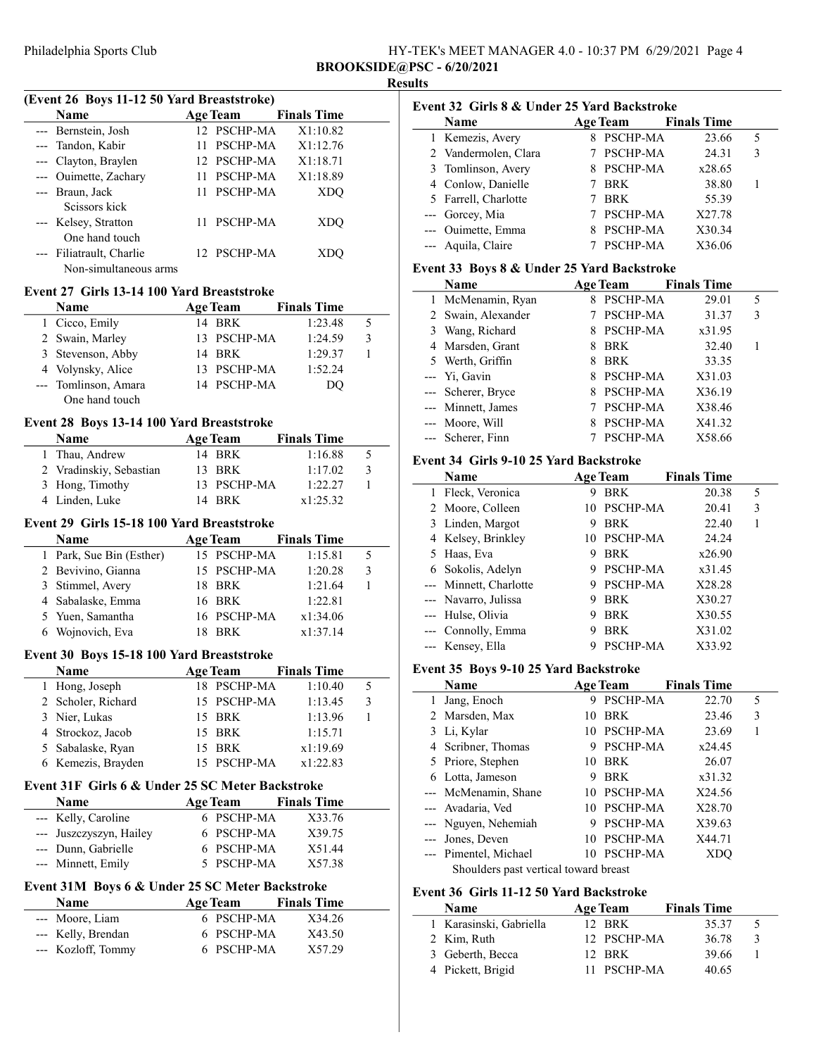**BROOKSIDE@PSC - 6/20/2021**

**Results**

### (Event 26 Boys 11-12 50 Yard Breaststroke)

| | Name | Age | Team | Finals Time | |
|---|---|---|---|---|---|
| --- | Bernstein, Josh | 12 | PSCHP-MA | X1:10.82 | |
| --- | Tandon, Kabir | 11 | PSCHP-MA | X1:12.76 | |
| --- | Clayton, Braylen | 12 | PSCHP-MA | X1:18.71 | |
| --- | Ouimette, Zachary | 11 | PSCHP-MA | X1:18.89 | |
| --- | Braun, Jack<br>Scissors kick | 11 | PSCHP-MA | XDQ | |
| --- | Kelsey, Stratton<br>One hand touch | 11 | PSCHP-MA | XDQ | |
| --- | Filiatrault, Charlie<br>Non-simultaneous arms | 12 | PSCHP-MA | XDQ | |

### Event 27 Girls 13-14 100 Yard Breaststroke

| | Name | Age | Team | Finals Time | |
|---|---|---|---|---|---|
| 1 | Cicco, Emily | 14 | BRK | 1:23.48 | 5 |
| 2 | Swain, Marley | 13 | PSCHP-MA | 1:24.59 | 3 |
| 3 | Stevenson, Abby | 14 | BRK | 1:29.37 | 1 |
| 4 | Volynsky, Alice | 13 | PSCHP-MA | 1:52.24 | |
| --- | Tomlinson, Amara<br>One hand touch | 14 | PSCHP-MA | DQ | |

### Event 28 Boys 13-14 100 Yard Breaststroke

| | Name | Age | Team | Finals Time | |
|---|---|---|---|---|---|
| 1 | Thau, Andrew | 14 | BRK | 1:16.88 | 5 |
| 2 | Vradinskiy, Sebastian | 13 | BRK | 1:17.02 | 3 |
| 3 | Hong, Timothy | 13 | PSCHP-MA | 1:22.27 | 1 |
| 4 | Linden, Luke | 14 | BRK | x1:25.32 | |

### Event 29 Girls 15-18 100 Yard Breaststroke

| | Name | Age | Team | Finals Time | |
|---|---|---|---|---|---|
| 1 | Park, Sue Bin (Esther) | 15 | PSCHP-MA | 1:15.81 | 5 |
| 2 | Bevivino, Gianna | 15 | PSCHP-MA | 1:20.28 | 3 |
| 3 | Stimmel, Avery | 18 | BRK | 1:21.64 | 1 |
| 4 | Sabalaske, Emma | 16 | BRK | 1:22.81 | |
| 5 | Yuen, Samantha | 16 | PSCHP-MA | x1:34.06 | |
| 6 | Wojnovich, Eva | 18 | BRK | x1:37.14 | |

### Event 30 Boys 15-18 100 Yard Breaststroke

| | Name | Age | Team | Finals Time | |
|---|---|---|---|---|---|
| 1 | Hong, Joseph | 18 | PSCHP-MA | 1:10.40 | 5 |
| 2 | Scholer, Richard | 15 | PSCHP-MA | 1:13.45 | 3 |
| 3 | Nier, Lukas | 15 | BRK | 1:13.96 | 1 |
| 4 | Strockoz, Jacob | 15 | BRK | 1:15.71 | |
| 5 | Sabalaske, Ryan | 15 | BRK | x1:19.69 | |
| 6 | Kemezis, Brayden | 15 | PSCHP-MA | x1:22.83 | |

### Event 31F Girls 6 & Under 25 SC Meter Backstroke

| | Name | Age | Team | Finals Time |
|---|---|---|---|---|
| --- | Kelly, Caroline | 6 | PSCHP-MA | X33.76 |
| --- | Juszczyszyn, Hailey | 6 | PSCHP-MA | X39.75 |
| --- | Dunn, Gabrielle | 6 | PSCHP-MA | X51.44 |
| --- | Minnett, Emily | 5 | PSCHP-MA | X57.38 |

### Event 31M Boys 6 & Under 25 SC Meter Backstroke

| | Name | Age | Team | Finals Time |
|---|---|---|---|---|
| --- | Moore, Liam | 6 | PSCHP-MA | X34.26 |
| --- | Kelly, Brendan | 6 | PSCHP-MA | X43.50 |
| --- | Kozloff, Tommy | 6 | PSCHP-MA | X57.29 |

### Event 32 Girls 8 & Under 25 Yard Backstroke

| | Name | Age | Team | Finals Time | |
|---|---|---|---|---|---|
| 1 | Kemezis, Avery | 8 | PSCHP-MA | 23.66 | 5 |
| 2 | Vandermolen, Clara | 7 | PSCHP-MA | 24.31 | 3 |
| 3 | Tomlinson, Avery | 8 | PSCHP-MA | x28.65 | |
| 4 | Conlow, Danielle | 7 | BRK | 38.80 | 1 |
| 5 | Farrell, Charlotte | 7 | BRK | 55.39 | |
| --- | Gorcey, Mia | 7 | PSCHP-MA | X27.78 | |
| --- | Ouimette, Emma | 8 | PSCHP-MA | X30.34 | |
| --- | Aquila, Claire | 7 | PSCHP-MA | X36.06 | |

### Event 33 Boys 8 & Under 25 Yard Backstroke

| | Name | Age | Team | Finals Time | |
|---|---|---|---|---|---|
| 1 | McMenamin, Ryan | 8 | PSCHP-MA | 29.01 | 5 |
| 2 | Swain, Alexander | 7 | PSCHP-MA | 31.37 | 3 |
| 3 | Wang, Richard | 8 | PSCHP-MA | x31.95 | |
| 4 | Marsden, Grant | 8 | BRK | 32.40 | 1 |
| 5 | Werth, Griffin | 8 | BRK | 33.35 | |
| --- | Yi, Gavin | 8 | PSCHP-MA | X31.03 | |
| --- | Scherer, Bryce | 8 | PSCHP-MA | X36.19 | |
| --- | Minnett, James | 7 | PSCHP-MA | X38.46 | |
| --- | Moore, Will | 8 | PSCHP-MA | X41.32 | |
| --- | Scherer, Finn | 7 | PSCHP-MA | X58.66 | |

### Event 34 Girls 9-10 25 Yard Backstroke

| | Name | Age | Team | Finals Time | |
|---|---|---|---|---|---|
| 1 | Fleck, Veronica | 9 | BRK | 20.38 | 5 |
| 2 | Moore, Colleen | 10 | PSCHP-MA | 20.41 | 3 |
| 3 | Linden, Margot | 9 | BRK | 22.40 | 1 |
| 4 | Kelsey, Brinkley | 10 | PSCHP-MA | 24.24 | |
| 5 | Haas, Eva | 9 | BRK | x26.90 | |
| 6 | Sokolis, Adelyn | 9 | PSCHP-MA | x31.45 | |
| --- | Minnett, Charlotte | 9 | PSCHP-MA | X28.28 | |
| --- | Navarro, Julissa | 9 | BRK | X30.27 | |
| --- | Hulse, Olivia | 9 | BRK | X30.55 | |
| --- | Connolly, Emma | 9 | BRK | X31.02 | |
| --- | Kensey, Ella | 9 | PSCHP-MA | X33.92 | |

### Event 35 Boys 9-10 25 Yard Backstroke

| | Name | Age | Team | Finals Time | |
|---|---|---|---|---|---|
| 1 | Jang, Enoch | 9 | PSCHP-MA | 22.70 | 5 |
| 2 | Marsden, Max | 10 | BRK | 23.46 | 3 |
| 3 | Li, Kylar | 10 | PSCHP-MA | 23.69 | 1 |
| 4 | Scribner, Thomas | 9 | PSCHP-MA | x24.45 | |
| 5 | Priore, Stephen | 10 | BRK | 26.07 | |
| 6 | Lotta, Jameson | 9 | BRK | x31.32 | |
| --- | McMenamin, Shane | 10 | PSCHP-MA | X24.56 | |
| --- | Avadaria, Ved | 10 | PSCHP-MA | X28.70 | |
| --- | Nguyen, Nehemiah | 9 | PSCHP-MA | X39.63 | |
| --- | Jones, Deven | 10 | PSCHP-MA | X44.71 | |
| --- | Pimentel, Michael<br>Shoulders past vertical toward breast | 10 | PSCHP-MA | XDQ | |

### Event 36 Girls 11-12 50 Yard Backstroke

| | Name | Age | Team | Finals Time | |
|---|---|---|---|---|---|
| 1 | Karasinski, Gabriella | 12 | BRK | 35.37 | 5 |
| 2 | Kim, Ruth | 12 | PSCHP-MA | 36.78 | 3 |
| 3 | Geberth, Becca | 12 | BRK | 39.66 | 1 |
| 4 | Pickett, Brigid | 11 | PSCHP-MA | 40.65 | |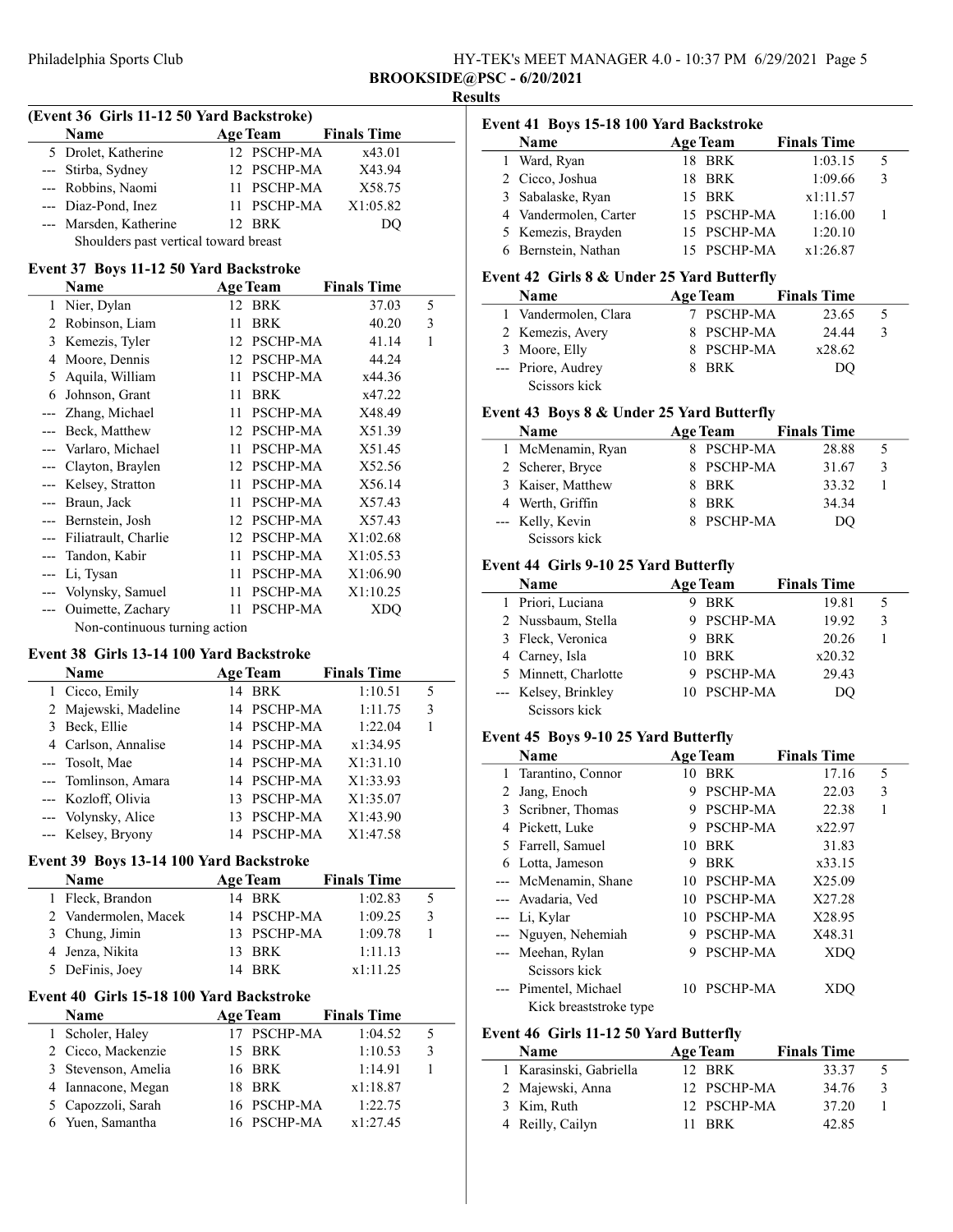## Results

### (Event 36 Girls 11-12 50 Yard Backstroke)

| | Name | Age | Team | Finals Time | |
|---|---|---|---|---|---|
| 5 | Drolet, Katherine | 12 | PSCHP-MA | x43.01 | |
| --- | Stirba, Sydney | 12 | PSCHP-MA | X43.94 | |
| --- | Robbins, Naomi | 11 | PSCHP-MA | X58.75 | |
| --- | Diaz-Pond, Inez | 11 | PSCHP-MA | X1:05.82 | |
| --- | Marsden, Katherine | 12 | BRK | DQ | |
| | Shoulders past vertical toward breast | | | | |

### Event 37 Boys 11-12 50 Yard Backstroke

| | Name | Age | Team | Finals Time | |
|---|---|---|---|---|---|
| 1 | Nier, Dylan | 12 | BRK | 37.03 | 5 |
| 2 | Robinson, Liam | 11 | BRK | 40.20 | 3 |
| 3 | Kemezis, Tyler | 12 | PSCHP-MA | 41.14 | 1 |
| 4 | Moore, Dennis | 12 | PSCHP-MA | 44.24 | |
| 5 | Aquila, William | 11 | PSCHP-MA | x44.36 | |
| 6 | Johnson, Grant | 11 | BRK | x47.22 | |
| --- | Zhang, Michael | 11 | PSCHP-MA | X48.49 | |
| --- | Beck, Matthew | 12 | PSCHP-MA | X51.39 | |
| --- | Varlaro, Michael | 11 | PSCHP-MA | X51.45 | |
| --- | Clayton, Braylen | 12 | PSCHP-MA | X52.56 | |
| --- | Kelsey, Stratton | 11 | PSCHP-MA | X56.14 | |
| --- | Braun, Jack | 11 | PSCHP-MA | X57.43 | |
| --- | Bernstein, Josh | 12 | PSCHP-MA | X57.43 | |
| --- | Filiatrault, Charlie | 12 | PSCHP-MA | X1:02.68 | |
| --- | Tandon, Kabir | 11 | PSCHP-MA | X1:05.53 | |
| --- | Li, Tysan | 11 | PSCHP-MA | X1:06.90 | |
| --- | Volynsky, Samuel | 11 | PSCHP-MA | X1:10.25 | |
| --- | Ouimette, Zachary | 11 | PSCHP-MA | XDQ | |
| | Non-continuous turning action | | | | |

### Event 38 Girls 13-14 100 Yard Backstroke

| | Name | Age | Team | Finals Time | |
|---|---|---|---|---|---|
| 1 | Cicco, Emily | 14 | BRK | 1:10.51 | 5 |
| 2 | Majewski, Madeline | 14 | PSCHP-MA | 1:11.75 | 3 |
| 3 | Beck, Ellie | 14 | PSCHP-MA | 1:22.04 | 1 |
| 4 | Carlson, Annalise | 14 | PSCHP-MA | x1:34.95 | |
| --- | Tosolt, Mae | 14 | PSCHP-MA | X1:31.10 | |
| --- | Tomlinson, Amara | 14 | PSCHP-MA | X1:33.93 | |
| --- | Kozloff, Olivia | 13 | PSCHP-MA | X1:35.07 | |
| --- | Volynsky, Alice | 13 | PSCHP-MA | X1:43.90 | |
| --- | Kelsey, Bryony | 14 | PSCHP-MA | X1:47.58 | |

### Event 39 Boys 13-14 100 Yard Backstroke

| | Name | Age | Team | Finals Time | |
|---|---|---|---|---|---|
| 1 | Fleck, Brandon | 14 | BRK | 1:02.83 | 5 |
| 2 | Vandermolen, Macek | 14 | PSCHP-MA | 1:09.25 | 3 |
| 3 | Chung, Jimin | 13 | PSCHP-MA | 1:09.78 | 1 |
| 4 | Jenza, Nikita | 13 | BRK | 1:11.13 | |
| 5 | DeFinis, Joey | 14 | BRK | x1:11.25 | |

### Event 40 Girls 15-18 100 Yard Backstroke

| | Name | Age | Team | Finals Time | |
|---|---|---|---|---|---|
| 1 | Scholer, Haley | 17 | PSCHP-MA | 1:04.52 | 5 |
| 2 | Cicco, Mackenzie | 15 | BRK | 1:10.53 | 3 |
| 3 | Stevenson, Amelia | 16 | BRK | 1:14.91 | 1 |
| 4 | Iannacone, Megan | 18 | BRK | x1:18.87 | |
| 5 | Capozzoli, Sarah | 16 | PSCHP-MA | 1:22.75 | |
| 6 | Yuen, Samantha | 16 | PSCHP-MA | x1:27.45 | |

### Event 41 Boys 15-18 100 Yard Backstroke

| | Name | Age | Team | Finals Time | |
|---|---|---|---|---|---|
| 1 | Ward, Ryan | 18 | BRK | 1:03.15 | 5 |
| 2 | Cicco, Joshua | 18 | BRK | 1:09.66 | 3 |
| 3 | Sabalaske, Ryan | 15 | BRK | x1:11.57 | |
| 4 | Vandermolen, Carter | 15 | PSCHP-MA | 1:16.00 | 1 |
| 5 | Kemezis, Brayden | 15 | PSCHP-MA | 1:20.10 | |
| 6 | Bernstein, Nathan | 15 | PSCHP-MA | x1:26.87 | |

### Event 42 Girls 8 & Under 25 Yard Butterfly

| | Name | Age | Team | Finals Time | |
|---|---|---|---|---|---|
| 1 | Vandermolen, Clara | 7 | PSCHP-MA | 23.65 | 5 |
| 2 | Kemezis, Avery | 8 | PSCHP-MA | 24.44 | 3 |
| 3 | Moore, Elly | 8 | PSCHP-MA | x28.62 | |
| --- | Priore, Audrey | 8 | BRK | DQ | |
| | Scissors kick | | | | |

### Event 43 Boys 8 & Under 25 Yard Butterfly

| | Name | Age | Team | Finals Time | |
|---|---|---|---|---|---|
| 1 | McMenamin, Ryan | 8 | PSCHP-MA | 28.88 | 5 |
| 2 | Scherer, Bryce | 8 | PSCHP-MA | 31.67 | 3 |
| 3 | Kaiser, Matthew | 8 | BRK | 33.32 | 1 |
| 4 | Werth, Griffin | 8 | BRK | 34.34 | |
| --- | Kelly, Kevin | 8 | PSCHP-MA | DQ | |
| | Scissors kick | | | | |

### Event 44 Girls 9-10 25 Yard Butterfly

| | Name | Age | Team | Finals Time | |
|---|---|---|---|---|---|
| 1 | Priori, Luciana | 9 | BRK | 19.81 | 5 |
| 2 | Nussbaum, Stella | 9 | PSCHP-MA | 19.92 | 3 |
| 3 | Fleck, Veronica | 9 | BRK | 20.26 | 1 |
| 4 | Carney, Isla | 10 | BRK | x20.32 | |
| 5 | Minnett, Charlotte | 9 | PSCHP-MA | 29.43 | |
| --- | Kelsey, Brinkley | 10 | PSCHP-MA | DQ | |
| | Scissors kick | | | | |

### Event 45 Boys 9-10 25 Yard Butterfly

| | Name | Age | Team | Finals Time | |
|---|---|---|---|---|---|
| 1 | Tarantino, Connor | 10 | BRK | 17.16 | 5 |
| 2 | Jang, Enoch | 9 | PSCHP-MA | 22.03 | 3 |
| 3 | Scribner, Thomas | 9 | PSCHP-MA | 22.38 | 1 |
| 4 | Pickett, Luke | 9 | PSCHP-MA | x22.97 | |
| 5 | Farrell, Samuel | 10 | BRK | 31.83 | |
| 6 | Lotta, Jameson | 9 | BRK | x33.15 | |
| --- | McMenamin, Shane | 10 | PSCHP-MA | X25.09 | |
| --- | Avadaria, Ved | 10 | PSCHP-MA | X27.28 | |
| --- | Li, Kylar | 10 | PSCHP-MA | X28.95 | |
| --- | Nguyen, Nehemiah | 9 | PSCHP-MA | X48.31 | |
| --- | Meehan, Rylan | 9 | PSCHP-MA | XDQ | |
| | Scissors kick | | | | |
| --- | Pimentel, Michael | 10 | PSCHP-MA | XDQ | |
| | Kick breaststroke type | | | | |

### Event 46 Girls 11-12 50 Yard Butterfly

| | Name | Age | Team | Finals Time | |
|---|---|---|---|---|---|
| 1 | Karasinski, Gabriella | 12 | BRK | 33.37 | 5 |
| 2 | Majewski, Anna | 12 | PSCHP-MA | 34.76 | 3 |
| 3 | Kim, Ruth | 12 | PSCHP-MA | 37.20 | 1 |
| 4 | Reilly, Cailyn | 11 | BRK | 42.85 | |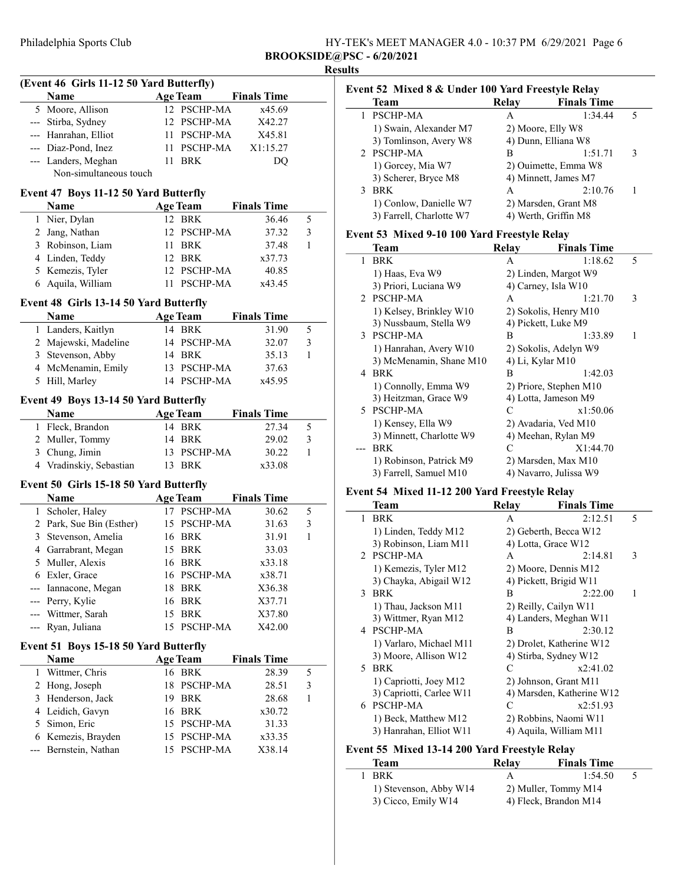## Results

### (Event 46 Girls 11-12 50 Yard Butterfly)

| | Name | Age | Team | Finals Time | |
|---|---|---|---|---|---|
| 5 | Moore, Allison | 12 | PSCHP-MA | x45.69 | |
| --- | Stirba, Sydney | 12 | PSCHP-MA | X42.27 | |
| --- | Hanrahan, Elliot | 11 | PSCHP-MA | X45.81 | |
| --- | Diaz-Pond, Inez | 11 | PSCHP-MA | X1:15.27 | |
| --- | Landers, Meghan | 11 | BRK | DQ | |
| | Non-simultaneous touch | | | | |

### Event 47 Boys 11-12 50 Yard Butterfly

| | Name | Age | Team | Finals Time | |
|---|---|---|---|---|---|
| 1 | Nier, Dylan | 12 | BRK | 36.46 | 5 |
| 2 | Jang, Nathan | 12 | PSCHP-MA | 37.32 | 3 |
| 3 | Robinson, Liam | 11 | BRK | 37.48 | 1 |
| 4 | Linden, Teddy | 12 | BRK | x37.73 | |
| 5 | Kemezis, Tyler | 12 | PSCHP-MA | 40.85 | |
| 6 | Aquila, William | 11 | PSCHP-MA | x43.45 | |

### Event 48 Girls 13-14 50 Yard Butterfly

| | Name | Age | Team | Finals Time | |
|---|---|---|---|---|---|
| 1 | Landers, Kaitlyn | 14 | BRK | 31.90 | 5 |
| 2 | Majewski, Madeline | 14 | PSCHP-MA | 32.07 | 3 |
| 3 | Stevenson, Abby | 14 | BRK | 35.13 | 1 |
| 4 | McMenamin, Emily | 13 | PSCHP-MA | 37.63 | |
| 5 | Hill, Marley | 14 | PSCHP-MA | x45.95 | |

### Event 49 Boys 13-14 50 Yard Butterfly

| | Name | Age | Team | Finals Time | |
|---|---|---|---|---|---|
| 1 | Fleck, Brandon | 14 | BRK | 27.34 | 5 |
| 2 | Muller, Tommy | 14 | BRK | 29.02 | 3 |
| 3 | Chung, Jimin | 13 | PSCHP-MA | 30.22 | 1 |
| 4 | Vradinskiy, Sebastian | 13 | BRK | x33.08 | |

### Event 50 Girls 15-18 50 Yard Butterfly

| | Name | Age | Team | Finals Time | |
|---|---|---|---|---|---|
| 1 | Scholer, Haley | 17 | PSCHP-MA | 30.62 | 5 |
| 2 | Park, Sue Bin (Esther) | 15 | PSCHP-MA | 31.63 | 3 |
| 3 | Stevenson, Amelia | 16 | BRK | 31.91 | 1 |
| 4 | Garrabrant, Megan | 15 | BRK | 33.03 | |
| 5 | Muller, Alexis | 16 | BRK | x33.18 | |
| 6 | Exler, Grace | 16 | PSCHP-MA | x38.71 | |
| --- | Iannacone, Megan | 18 | BRK | X36.38 | |
| --- | Perry, Kylie | 16 | BRK | X37.71 | |
| --- | Wittmer, Sarah | 15 | BRK | X37.80 | |
| --- | Ryan, Juliana | 15 | PSCHP-MA | X42.00 | |

### Event 51 Boys 15-18 50 Yard Butterfly

| | Name | Age | Team | Finals Time | |
|---|---|---|---|---|---|
| 1 | Wittmer, Chris | 16 | BRK | 28.39 | 5 |
| 2 | Hong, Joseph | 18 | PSCHP-MA | 28.51 | 3 |
| 3 | Henderson, Jack | 19 | BRK | 28.68 | 1 |
| 4 | Leidich, Gavyn | 16 | BRK | x30.72 | |
| 5 | Simon, Eric | 15 | PSCHP-MA | 31.33 | |
| 6 | Kemezis, Brayden | 15 | PSCHP-MA | x33.35 | |
| --- | Bernstein, Nathan | 15 | PSCHP-MA | X38.14 | |

### Event 52 Mixed 8 & Under 100 Yard Freestyle Relay

| | Team | Relay | Finals Time | |
|---|---|---|---|---|
| 1 | PSCHP-MA | A | 1:34.44 | 5 |
| | 1) Swain, Alexander M7 | 2) Moore, Elly W8 | | |
| | 3) Tomlinson, Avery W8 | 4) Dunn, Elliana W8 | | |
| 2 | PSCHP-MA | B | 1:51.71 | 3 |
| | 1) Gorcey, Mia W7 | 2) Ouimette, Emma W8 | | |
| | 3) Scherer, Bryce M8 | 4) Minnett, James M7 | | |
| 3 | BRK | A | 2:10.76 | 1 |
| | 1) Conlow, Danielle W7 | 2) Marsden, Grant M8 | | |
| | 3) Farrell, Charlotte W7 | 4) Werth, Griffin M8 | | |

### Event 53 Mixed 9-10 100 Yard Freestyle Relay

| | Team | Relay | Finals Time | |
|---|---|---|---|---|
| 1 | BRK | A | 1:18.62 | 5 |
| | 1) Haas, Eva W9 | 2) Linden, Margot W9 | | |
| | 3) Priori, Luciana W9 | 4) Carney, Isla W10 | | |
| 2 | PSCHP-MA | A | 1:21.70 | 3 |
| | 1) Kelsey, Brinkley W10 | 2) Sokolis, Henry M10 | | |
| | 3) Nussbaum, Stella W9 | 4) Pickett, Luke M9 | | |
| 3 | PSCHP-MA | B | 1:33.89 | 1 |
| | 1) Hanrahan, Avery W10 | 2) Sokolis, Adelyn W9 | | |
| | 3) McMenamin, Shane M10 | 4) Li, Kylar M10 | | |
| 4 | BRK | B | 1:42.03 | |
| | 1) Connolly, Emma W9 | 2) Priore, Stephen M10 | | |
| | 3) Heitzman, Grace W9 | 4) Lotta, Jameson M9 | | |
| 5 | PSCHP-MA | C | x1:50.06 | |
| | 1) Kensey, Ella W9 | 2) Avadaria, Ved M10 | | |
| | 3) Minnett, Charlotte W9 | 4) Meehan, Rylan M9 | | |
| --- | BRK | C | X1:44.70 | |
| | 1) Robinson, Patrick M9 | 2) Marsden, Max M10 | | |
| | 3) Farrell, Samuel M10 | 4) Navarro, Julissa W9 | | |

### Event 54 Mixed 11-12 200 Yard Freestyle Relay

| | Team | Relay | Finals Time | |
|---|---|---|---|---|
| 1 | BRK | A | 2:12.51 | 5 |
| | 1) Linden, Teddy M12 | 2) Geberth, Becca W12 | | |
| | 3) Robinson, Liam M11 | 4) Lotta, Grace W12 | | |
| 2 | PSCHP-MA | A | 2:14.81 | 3 |
| | 1) Kemezis, Tyler M12 | 2) Moore, Dennis M12 | | |
| | 3) Chayka, Abigail W12 | 4) Pickett, Brigid W11 | | |
| 3 | BRK | B | 2:22.00 | 1 |
| | 1) Thau, Jackson M11 | 2) Reilly, Cailyn W11 | | |
| | 3) Wittmer, Ryan M12 | 4) Landers, Meghan W11 | | |
| 4 | PSCHP-MA | B | 2:30.12 | |
| | 1) Varlaro, Michael M11 | 2) Drolet, Katherine W12 | | |
| | 3) Moore, Allison W12 | 4) Stirba, Sydney W12 | | |
| 5 | BRK | C | x2:41.02 | |
| | 1) Capriotti, Joey M12 | 2) Johnson, Grant M11 | | |
| | 3) Capriotti, Carlee W11 | 4) Marsden, Katherine W12 | | |
| 6 | PSCHP-MA | C | x2:51.93 | |
| | 1) Beck, Matthew M12 | 2) Robbins, Naomi W11 | | |
| | 3) Hanrahan, Elliot W11 | 4) Aquila, William M11 | | |

### Event 55 Mixed 13-14 200 Yard Freestyle Relay

| | Team | Relay | Finals Time | |
|---|---|---|---|---|
| 1 | BRK | A | 1:54.50 | 5 |
| | 1) Stevenson, Abby W14 | 2) Muller, Tommy M14 | | |
| | 3) Cicco, Emily W14 | 4) Fleck, Brandon M14 | | |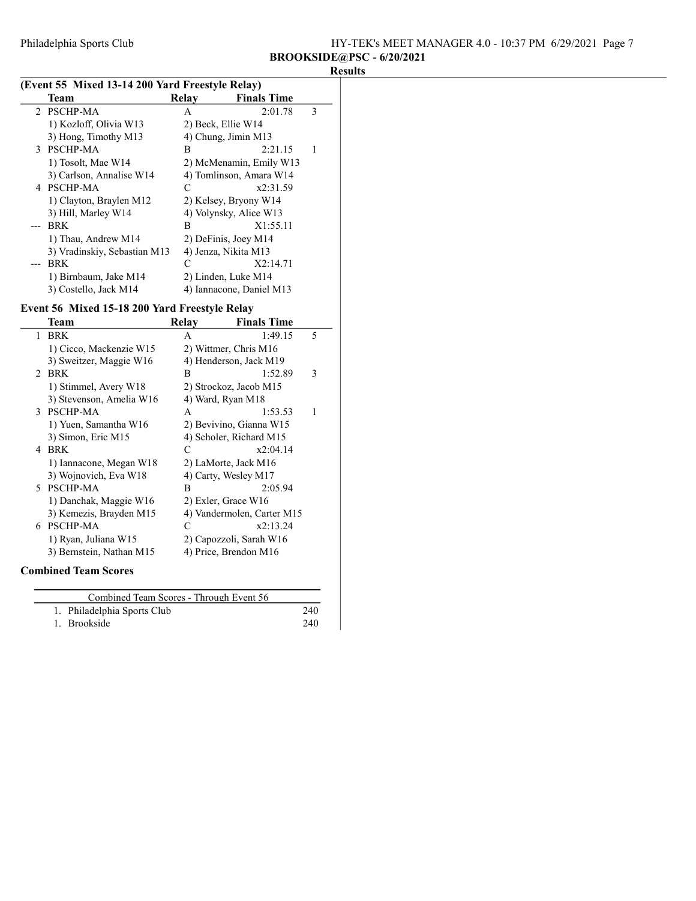**BROOKSIDE@PSC - 6/20/2021**

**Results**

### (Event 55 Mixed 13-14 200 Yard Freestyle Relay)

| | Team | Relay | Finals Time | |
|---|---|---|---|---|
| 2 | PSCHP-MA | A | 2:01.78 | 3 |
| | 1) Kozloff, Olivia W13 | 2) Beck, Ellie W14 | | |
| | 3) Hong, Timothy M13 | 4) Chung, Jimin M13 | | |
| 3 | PSCHP-MA | B | 2:21.15 | 1 |
| | 1) Tosolt, Mae W14 | 2) McMenamin, Emily W13 | | |
| | 3) Carlson, Annalise W14 | 4) Tomlinson, Amara W14 | | |
| 4 | PSCHP-MA | C | x2:31.59 | |
| | 1) Clayton, Braylen M12 | 2) Kelsey, Bryony W14 | | |
| | 3) Hill, Marley W14 | 4) Volynsky, Alice W13 | | |
| --- | BRK | B | X1:55.11 | |
| | 1) Thau, Andrew M14 | 2) DeFinis, Joey M14 | | |
| | 3) Vradinskiy, Sebastian M13 | 4) Jenza, Nikita M13 | | |
| --- | BRK | C | X2:14.71 | |
| | 1) Birnbaum, Jake M14 | 2) Linden, Luke M14 | | |
| | 3) Costello, Jack M14 | 4) Iannacone, Daniel M13 | | |

### Event 56 Mixed 15-18 200 Yard Freestyle Relay

| | Team | Relay | Finals Time | |
|---|---|---|---|---|
| 1 | BRK | A | 1:49.15 | 5 |
| | 1) Cicco, Mackenzie W15 | 2) Wittmer, Chris M16 | | |
| | 3) Sweitzer, Maggie W16 | 4) Henderson, Jack M19 | | |
| 2 | BRK | B | 1:52.89 | 3 |
| | 1) Stimmel, Avery W18 | 2) Strockoz, Jacob M15 | | |
| | 3) Stevenson, Amelia W16 | 4) Ward, Ryan M18 | | |
| 3 | PSCHP-MA | A | 1:53.53 | 1 |
| | 1) Yuen, Samantha W16 | 2) Bevivino, Gianna W15 | | |
| | 3) Simon, Eric M15 | 4) Scholer, Richard M15 | | |
| 4 | BRK | C | x2:04.14 | |
| | 1) Iannacone, Megan W18 | 2) LaMorte, Jack M16 | | |
| | 3) Wojnovich, Eva W18 | 4) Carty, Wesley M17 | | |
| 5 | PSCHP-MA | B | 2:05.94 | |
| | 1) Danchak, Maggie W16 | 2) Exler, Grace W16 | | |
| | 3) Kemezis, Brayden M15 | 4) Vandermolen, Carter M15 | | |
| 6 | PSCHP-MA | C | x2:13.24 | |
| | 1) Ryan, Juliana W15 | 2) Capozzoli, Sarah W16 | | |
| | 3) Bernstein, Nathan M15 | 4) Price, Brendon M16 | | |

### Combined Team Scores

| Combined Team Scores - Through Event 56 | |
|---|---|
| 1. Philadelphia Sports Club | 240 |
| 1. Brookside | 240 |